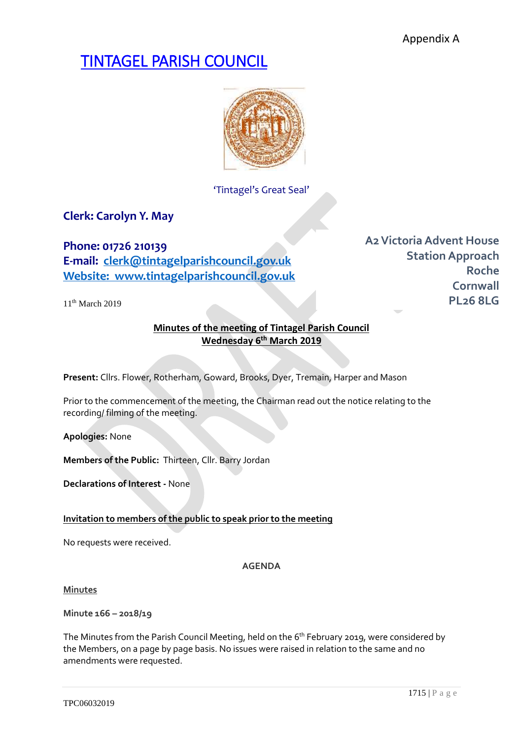Appendix A

# TINTAGEL PARISH COUNCIL

'Tintagel's Great Seal'

**Clerk: Carolyn Y. May**

**Phone: 01726 210139**
**E-mail: clerk@tintagelparishcouncil.gov.uk**
**Website: www.tintagelparishcouncil.gov.uk**

**A2 Victoria Advent House**
**Station Approach**
**Roche**
**Cornwall**
**PL26 8LG**

11th March 2019

## Minutes of the meeting of Tintagel Parish Council
## Wednesday 6th March 2019

**Present:** Cllrs. Flower, Rotherham, Goward, Brooks, Dyer, Tremain, Harper and Mason

Prior to the commencement of the meeting, the Chairman read out the notice relating to the recording/ filming of the meeting.

**Apologies:** None

**Members of the Public:** Thirteen, Cllr. Barry Jordan

**Declarations of Interest -** None

**Invitation to members of the public to speak prior to the meeting**

No requests were received.

**AGENDA**

**Minutes**

**Minute 166 – 2018/19**

The Minutes from the Parish Council Meeting, held on the 6th February 2019, were considered by the Members, on a page by page basis. No issues were raised in relation to the same and no amendments were requested.

TPC06032019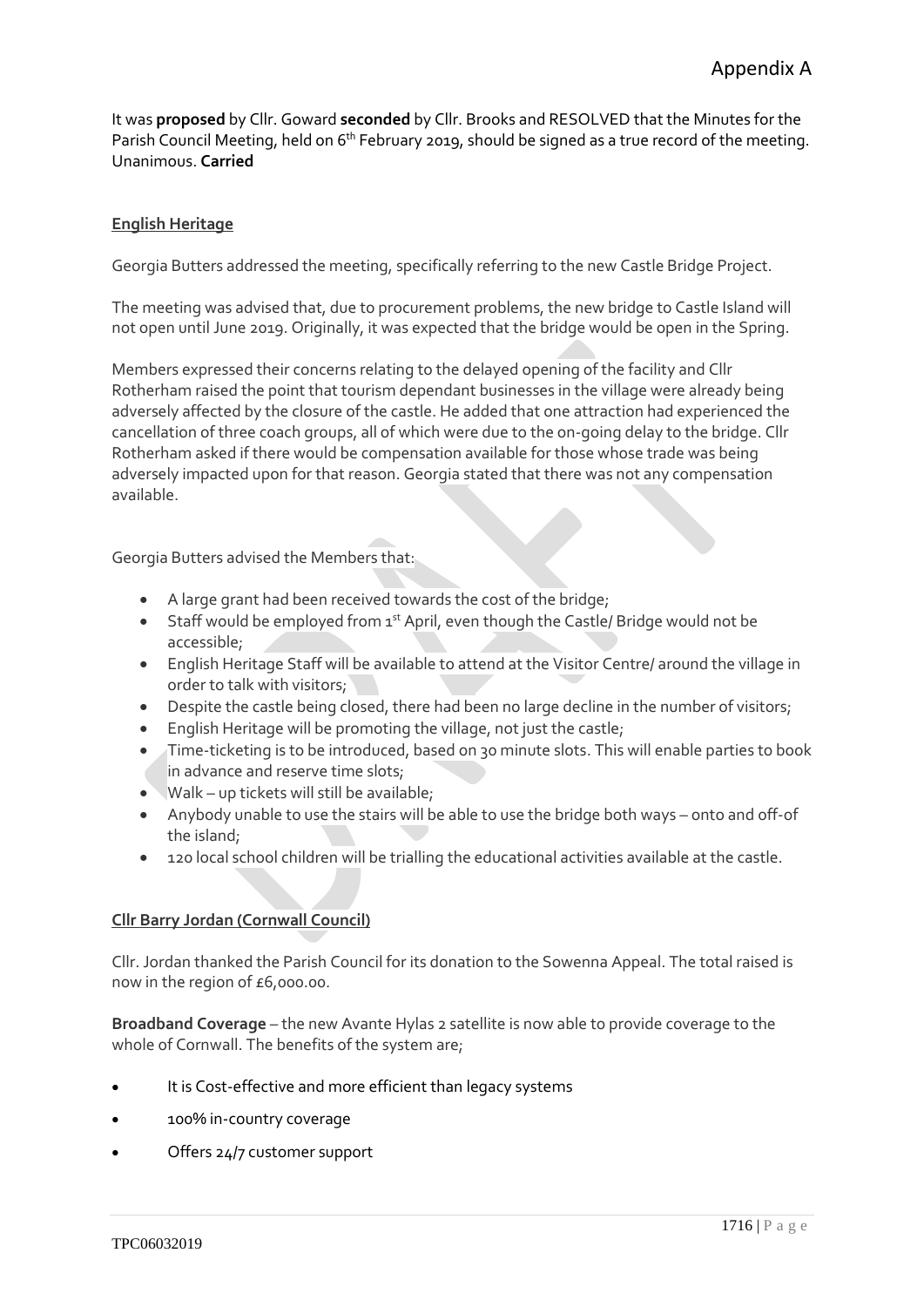It was **proposed** by Cllr. Goward **seconded** by Cllr. Brooks and RESOLVED that the Minutes for the Parish Council Meeting, held on 6th February 2019, should be signed as a true record of the meeting. Unanimous. **Carried**

**English Heritage**

Georgia Butters addressed the meeting, specifically referring to the new Castle Bridge Project.

The meeting was advised that, due to procurement problems, the new bridge to Castle Island will not open until June 2019. Originally, it was expected that the bridge would be open in the Spring.

Members expressed their concerns relating to the delayed opening of the facility and Cllr Rotherham raised the point that tourism dependant businesses in the village were already being adversely affected by the closure of the castle. He added that one attraction had experienced the cancellation of three coach groups, all of which were due to the on-going delay to the bridge. Cllr Rotherham asked if there would be compensation available for those whose trade was being adversely impacted upon for that reason. Georgia stated that there was not any compensation available.

Georgia Butters advised the Members that:

- A large grant had been received towards the cost of the bridge;
- Staff would be employed from 1st April, even though the Castle/ Bridge would not be accessible;
- English Heritage Staff will be available to attend at the Visitor Centre/ around the village in order to talk with visitors;
- Despite the castle being closed, there had been no large decline in the number of visitors;
- English Heritage will be promoting the village, not just the castle;
- Time-ticketing is to be introduced, based on 30 minute slots. This will enable parties to book in advance and reserve time slots;
- Walk – up tickets will still be available;
- Anybody unable to use the stairs will be able to use the bridge both ways – onto and off-of the island;
- 120 local school children will be trialling the educational activities available at the castle.

**Cllr Barry Jordan (Cornwall Council)**

Cllr. Jordan thanked the Parish Council for its donation to the Sowenna Appeal. The total raised is now in the region of £6,000.00.

**Broadband Coverage** – the new Avante Hylas 2 satellite is now able to provide coverage to the whole of Cornwall. The benefits of the system are;

- It is Cost-effective and more efficient than legacy systems
- 100% in-country coverage
- Offers 24/7 customer support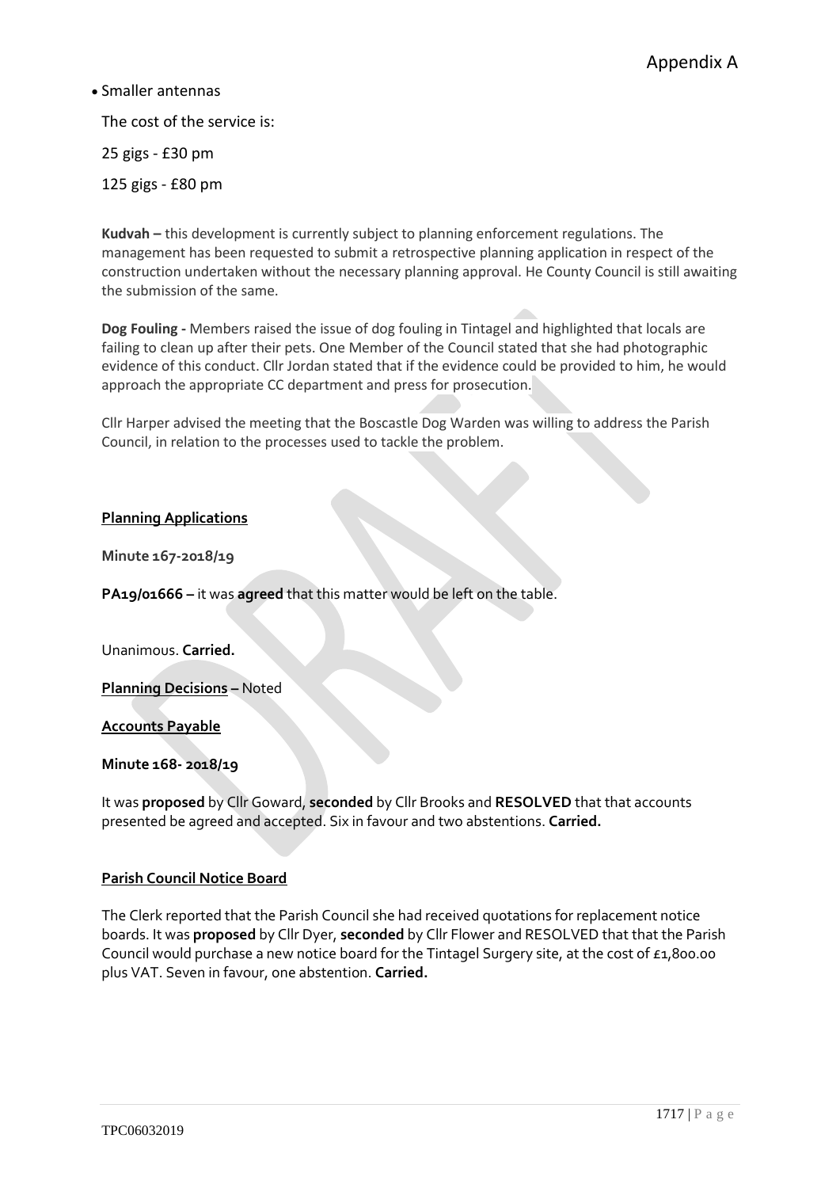Appendix A

- Smaller antennas

The cost of the service is:

25 gigs - £30 pm

125 gigs - £80 pm

**Kudvah –** this development is currently subject to planning enforcement regulations. The management has been requested to submit a retrospective planning application in respect of the construction undertaken without the necessary planning approval. He County Council is still awaiting the submission of the same.

**Dog Fouling -** Members raised the issue of dog fouling in Tintagel and highlighted that locals are failing to clean up after their pets. One Member of the Council stated that she had photographic evidence of this conduct. Cllr Jordan stated that if the evidence could be provided to him, he would approach the appropriate CC department and press for prosecution.

Cllr Harper advised the meeting that the Boscastle Dog Warden was willing to address the Parish Council, in relation to the processes used to tackle the problem.

**Planning Applications**

**Minute 167-2018/19**

**PA19/01666 –** it was **agreed** that this matter would be left on the table.

Unanimous. **Carried.**

**Planning Decisions –** Noted

**Accounts Payable**

**Minute 168- 2018/19**

It was **proposed** by Cllr Goward, **seconded** by Cllr Brooks and **RESOLVED** that that accounts presented be agreed and accepted. Six in favour and two abstentions. **Carried.**

**Parish Council Notice Board**

The Clerk reported that the Parish Council she had received quotations for replacement notice boards. It was **proposed** by Cllr Dyer, **seconded** by Cllr Flower and RESOLVED that that the Parish Council would purchase a new notice board for the Tintagel Surgery site, at the cost of £1,800.00 plus VAT. Seven in favour, one abstention. **Carried.**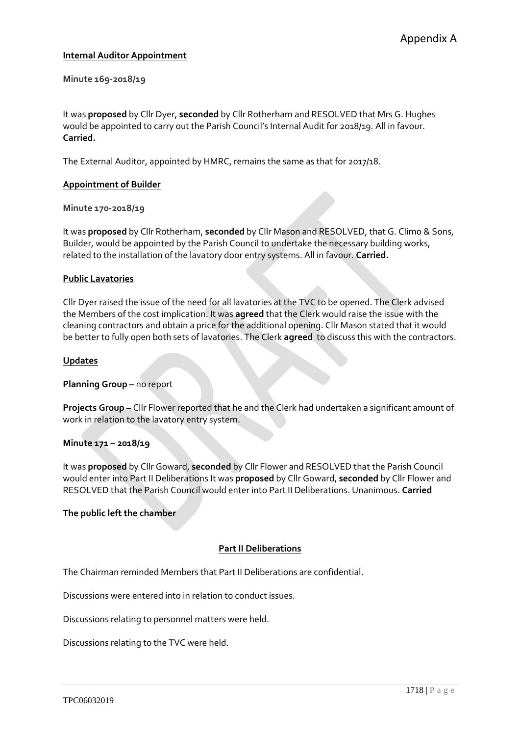Appendix A

**Internal Auditor Appointment**

**Minute 169-2018/19**

It was **proposed** by Cllr Dyer, **seconded** by Cllr Rotherham and RESOLVED that Mrs G. Hughes would be appointed to carry out the Parish Council's Internal Audit for 2018/19. All in favour. **Carried.**

The External Auditor, appointed by HMRC, remains the same as that for 2017/18.

**Appointment of Builder**

**Minute 170-2018/19**

It was **proposed** by Cllr Rotherham, **seconded** by Cllr Mason and RESOLVED, that G. Climo & Sons, Builder, would be appointed by the Parish Council to undertake the necessary building works, related to the installation of the lavatory door entry systems. All in favour. **Carried.**

**Public Lavatories**

Cllr Dyer raised the issue of the need for all lavatories at the TVC to be opened. The Clerk advised the Members of the cost implication. It was **agreed** that the Clerk would raise the issue with the cleaning contractors and obtain a price for the additional opening. Cllr Mason stated that it would be better to fully open both sets of lavatories. The Clerk **agreed** to discuss this with the contractors.

**Updates**

**Planning Group –** no report

**Projects Group –** Cllr Flower reported that he and the Clerk had undertaken a significant amount of work in relation to the lavatory entry system.

**Minute 171 – 2018/19**

It was **proposed** by Cllr Goward, **seconded** by Cllr Flower and RESOLVED that the Parish Council would enter into Part II Deliberations It was **proposed** by Cllr Goward, **seconded** by Cllr Flower and RESOLVED that the Parish Council would enter into Part II Deliberations. Unanimous. **Carried**

**The public left the chamber**

**Part II Deliberations**

The Chairman reminded Members that Part II Deliberations are confidential.

Discussions were entered into in relation to conduct issues.

Discussions relating to personnel matters were held.

Discussions relating to the TVC were held.

TPC06032019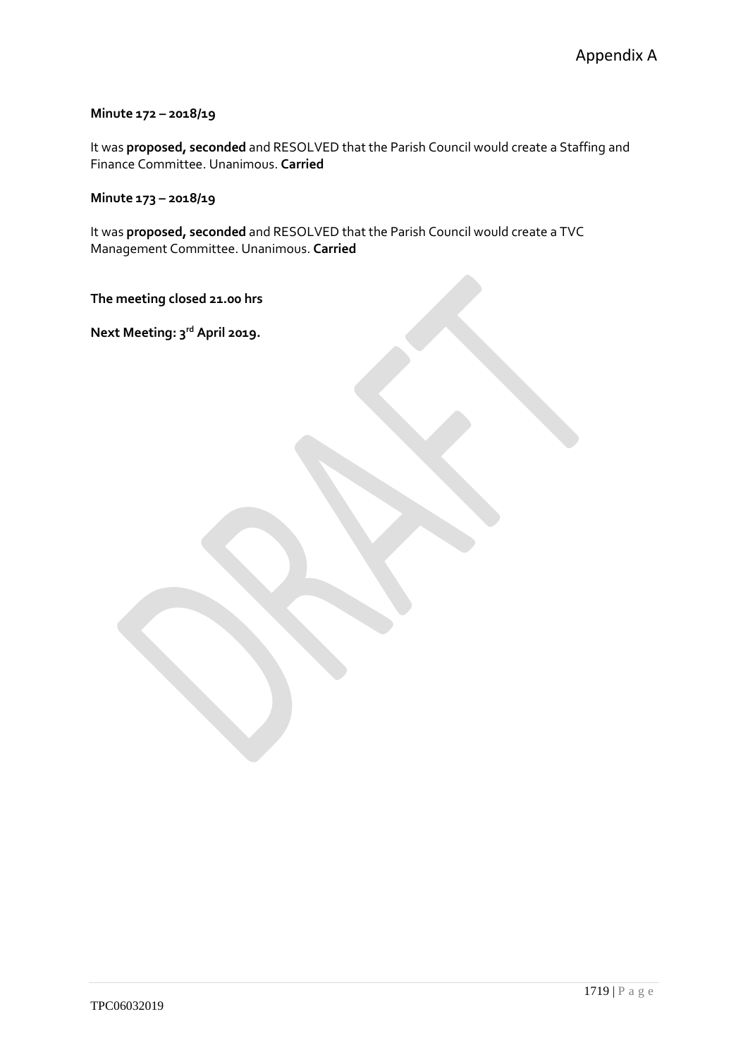Appendix A

**Minute 172 – 2018/19**

It was **proposed, seconded** and RESOLVED that the Parish Council would create a Staffing and Finance Committee. Unanimous. **Carried**

**Minute 173 – 2018/19**

It was **proposed, seconded** and RESOLVED that the Parish Council would create a TVC Management Committee. Unanimous. **Carried**

**The meeting closed 21.00 hrs**

**Next Meeting: 3rd April 2019.**